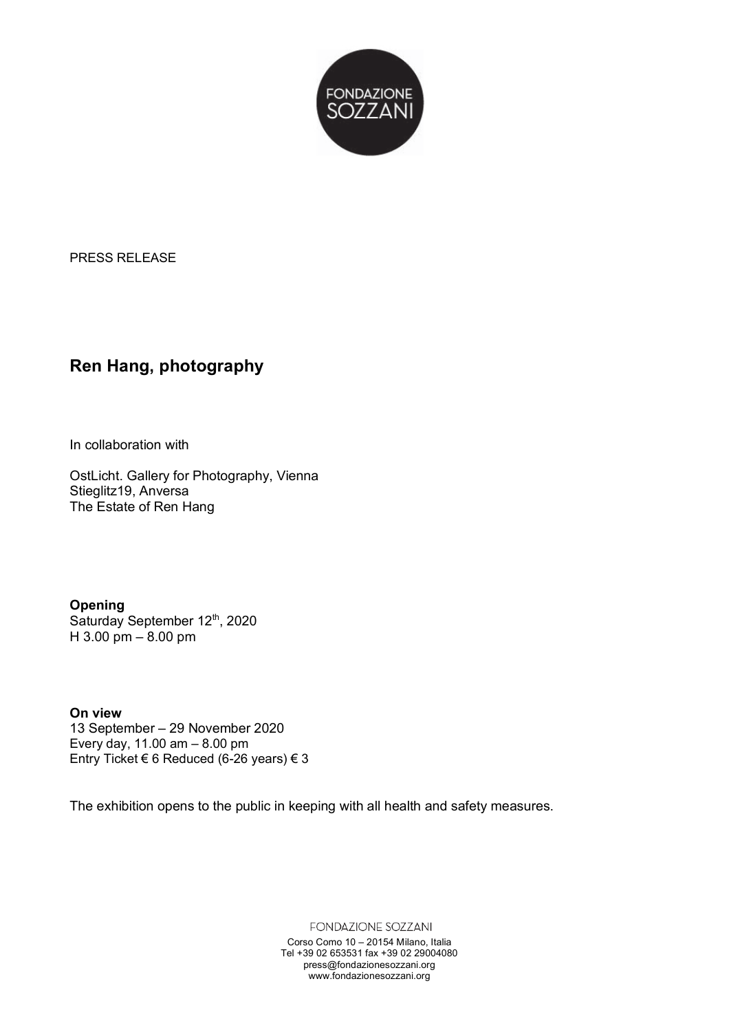FONDAZIONE SOZZANI

PRESS RELEASE

## Ren Hang, photography

In collaboration with

OstLicht. Gallery for Photography, Vienna
Stieglitz19, Anversa
The Estate of Ren Hang

**Opening**
Saturday September 12th, 2020
H 3.00 pm – 8.00 pm

**On view**
13 September – 29 November 2020
Every day, 11.00 am – 8.00 pm
Entry Ticket € 6 Reduced (6-26 years) € 3

The exhibition opens to the public in keeping with all health and safety measures.

FONDAZIONE SOZZANI
Corso Como 10 – 20154 Milano, Italia
Tel +39 02 653531 fax +39 02 29004080
press@fondazionesozzani.org
www.fondazionesozzani.org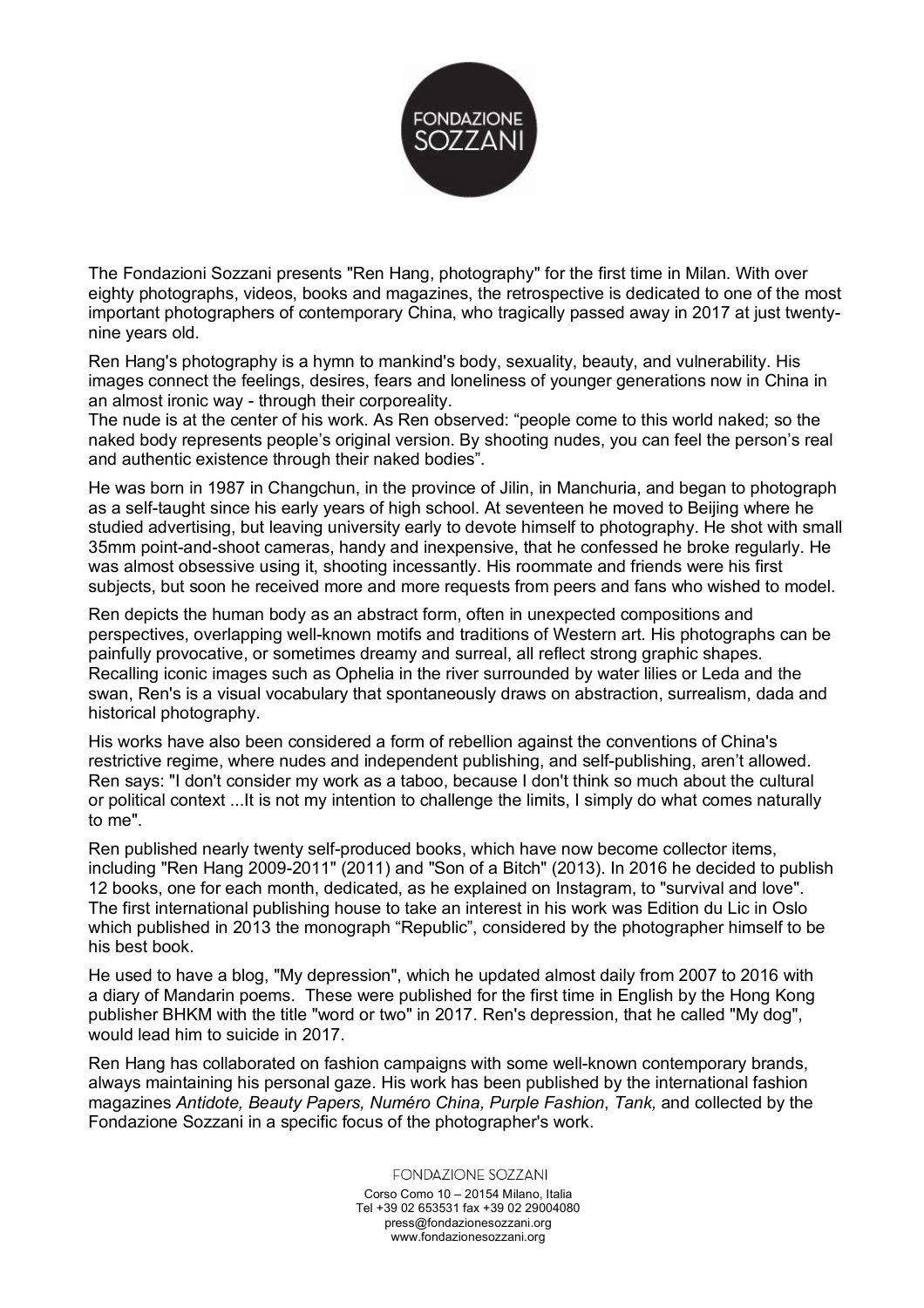The Fondazioni Sozzani presents "Ren Hang, photography" for the first time in Milan. With over eighty photographs, videos, books and magazines, the retrospective is dedicated to one of the most important photographers of contemporary China, who tragically passed away in 2017 at just twenty-nine years old.

Ren Hang's photography is a hymn to mankind's body, sexuality, beauty, and vulnerability. His images connect the feelings, desires, fears and loneliness of younger generations now in China in an almost ironic way - through their corporeality.
The nude is at the center of his work. As Ren observed: “people come to this world naked; so the naked body represents people’s original version. By shooting nudes, you can feel the person’s real and authentic existence through their naked bodies”.

He was born in 1987 in Changchun, in the province of Jilin, in Manchuria, and began to photograph as a self-taught since his early years of high school. At seventeen he moved to Beijing where he studied advertising, but leaving university early to devote himself to photography. He shot with small 35mm point-and-shoot cameras, handy and inexpensive, that he confessed he broke regularly. He was almost obsessive using it, shooting incessantly. His roommate and friends were his first subjects, but soon he received more and more requests from peers and fans who wished to model.

Ren depicts the human body as an abstract form, often in unexpected compositions and perspectives, overlapping well-known motifs and traditions of Western art. His photographs can be painfully provocative, or sometimes dreamy and surreal, all reflect strong graphic shapes. Recalling iconic images such as Ophelia in the river surrounded by water lilies or Leda and the swan, Ren's is a visual vocabulary that spontaneously draws on abstraction, surrealism, dada and historical photography.

His works have also been considered a form of rebellion against the conventions of China's restrictive regime, where nudes and independent publishing, and self-publishing, aren’t allowed. Ren says: "I don't consider my work as a taboo, because I don't think so much about the cultural or political context ...It is not my intention to challenge the limits, I simply do what comes naturally to me".

Ren published nearly twenty self-produced books, which have now become collector items, including "Ren Hang 2009-2011" (2011) and "Son of a Bitch" (2013). In 2016 he decided to publish 12 books, one for each month, dedicated, as he explained on Instagram, to "survival and love". The first international publishing house to take an interest in his work was Edition du Lic in Oslo which published in 2013 the monograph “Republic”, considered by the photographer himself to be his best book.

He used to have a blog, "My depression", which he updated almost daily from 2007 to 2016 with a diary of Mandarin poems. These were published for the first time in English by the Hong Kong publisher BHKM with the title "word or two" in 2017. Ren's depression, that he called "My dog", would lead him to suicide in 2017.

Ren Hang has collaborated on fashion campaigns with some well-known contemporary brands, always maintaining his personal gaze. His work has been published by the international fashion magazines *Antidote, Beauty Papers, Numéro China, Purple Fashion*, *Tank,* and collected by the Fondazione Sozzani in a specific focus of the photographer's work.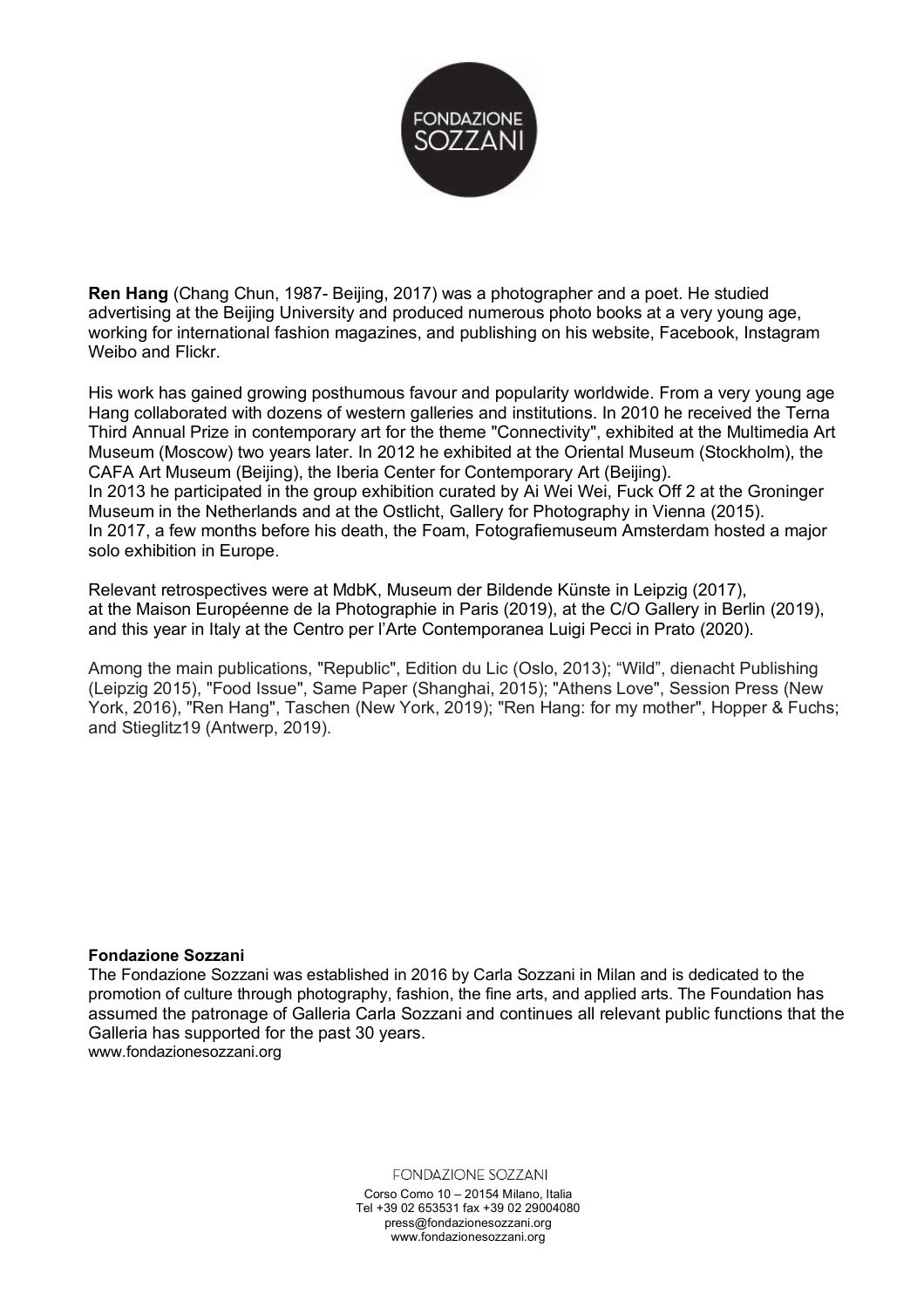**Ren Hang** (Chang Chun, 1987- Beijing, 2017) was a photographer and a poet. He studied advertising at the Beijing University and produced numerous photo books at a very young age, working for international fashion magazines, and publishing on his website, Facebook, Instagram Weibo and Flickr.

His work has gained growing posthumous favour and popularity worldwide. From a very young age Hang collaborated with dozens of western galleries and institutions. In 2010 he received the Terna Third Annual Prize in contemporary art for the theme "Connectivity", exhibited at the Multimedia Art Museum (Moscow) two years later. In 2012 he exhibited at the Oriental Museum (Stockholm), the CAFA Art Museum (Beijing), the Iberia Center for Contemporary Art (Beijing).
In 2013 he participated in the group exhibition curated by Ai Wei Wei, Fuck Off 2 at the Groninger Museum in the Netherlands and at the Ostlicht, Gallery for Photography in Vienna (2015).
In 2017, a few months before his death, the Foam, Fotografiemuseum Amsterdam hosted a major solo exhibition in Europe.

Relevant retrospectives were at MdbK, Museum der Bildende Künste in Leipzig (2017), at the Maison Européenne de la Photographie in Paris (2019), at the C/O Gallery in Berlin (2019), and this year in Italy at the Centro per l'Arte Contemporanea Luigi Pecci in Prato (2020).

Among the main publications, "Republic", Edition du Lic (Oslo, 2013); "Wild", dienacht Publishing (Leipzig 2015), "Food Issue", Same Paper (Shanghai, 2015); "Athens Love", Session Press (New York, 2016), "Ren Hang", Taschen (New York, 2019); "Ren Hang: for my mother", Hopper & Fuchs; and Stieglitz19 (Antwerp, 2019).

**Fondazione Sozzani**
The Fondazione Sozzani was established in 2016 by Carla Sozzani in Milan and is dedicated to the promotion of culture through photography, fashion, the fine arts, and applied arts. The Foundation has assumed the patronage of Galleria Carla Sozzani and continues all relevant public functions that the Galleria has supported for the past 30 years.
www.fondazionesozzani.org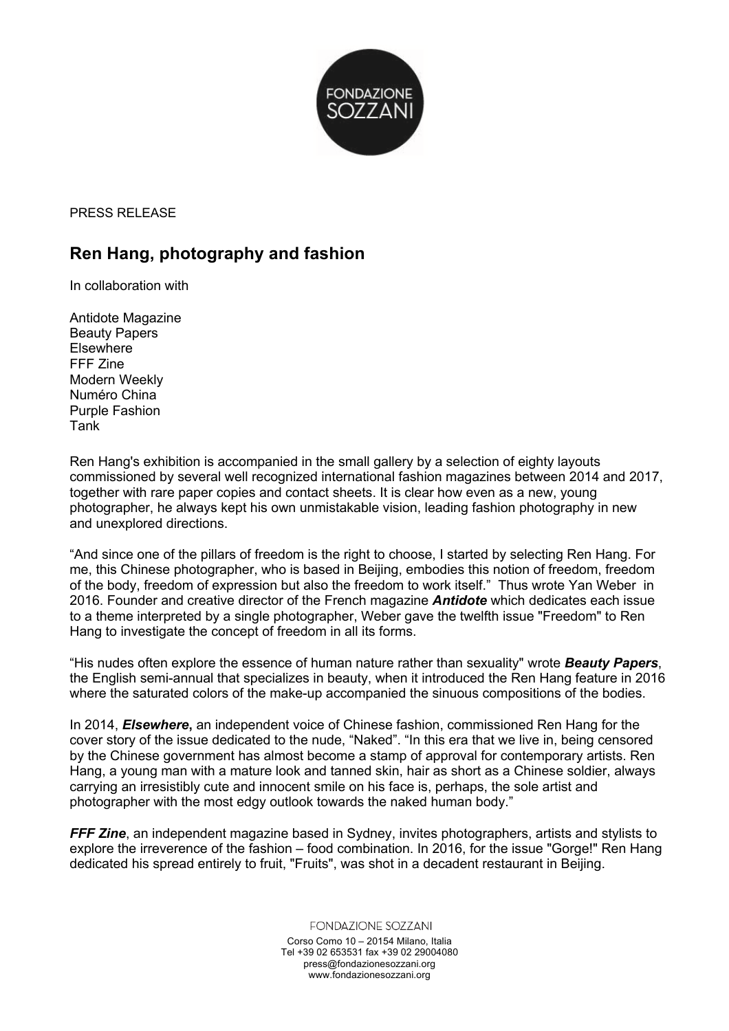PRESS RELEASE

## Ren Hang, photography and fashion

In collaboration with

Antidote Magazine
Beauty Papers
Elsewhere
FFF Zine
Modern Weekly
Numéro China
Purple Fashion
Tank

Ren Hang's exhibition is accompanied in the small gallery by a selection of eighty layouts commissioned by several well recognized international fashion magazines between 2014 and 2017, together with rare paper copies and contact sheets. It is clear how even as a new, young photographer, he always kept his own unmistakable vision, leading fashion photography in new and unexplored directions.

“And since one of the pillars of freedom is the right to choose, I started by selecting Ren Hang. For me, this Chinese photographer, who is based in Beijing, embodies this notion of freedom, freedom of the body, freedom of expression but also the freedom to work itself.” Thus wrote Yan Weber in 2016. Founder and creative director of the French magazine ***Antidote*** which dedicates each issue to a theme interpreted by a single photographer, Weber gave the twelfth issue "Freedom" to Ren Hang to investigate the concept of freedom in all its forms.

“His nudes often explore the essence of human nature rather than sexuality" wrote ***Beauty Papers***, the English semi-annual that specializes in beauty, when it introduced the Ren Hang feature in 2016 where the saturated colors of the make-up accompanied the sinuous compositions of the bodies.

In 2014, ***Elsewhere*,** an independent voice of Chinese fashion, commissioned Ren Hang for the cover story of the issue dedicated to the nude, “Naked”. “In this era that we live in, being censored by the Chinese government has almost become a stamp of approval for contemporary artists. Ren Hang, a young man with a mature look and tanned skin, hair as short as a Chinese soldier, always carrying an irresistibly cute and innocent smile on his face is, perhaps, the sole artist and photographer with the most edgy outlook towards the naked human body.”

***FFF Zine***, an independent magazine based in Sydney, invites photographers, artists and stylists to explore the irreverence of the fashion – food combination. In 2016, for the issue "Gorge!" Ren Hang dedicated his spread entirely to fruit, "Fruits", was shot in a decadent restaurant in Beijing.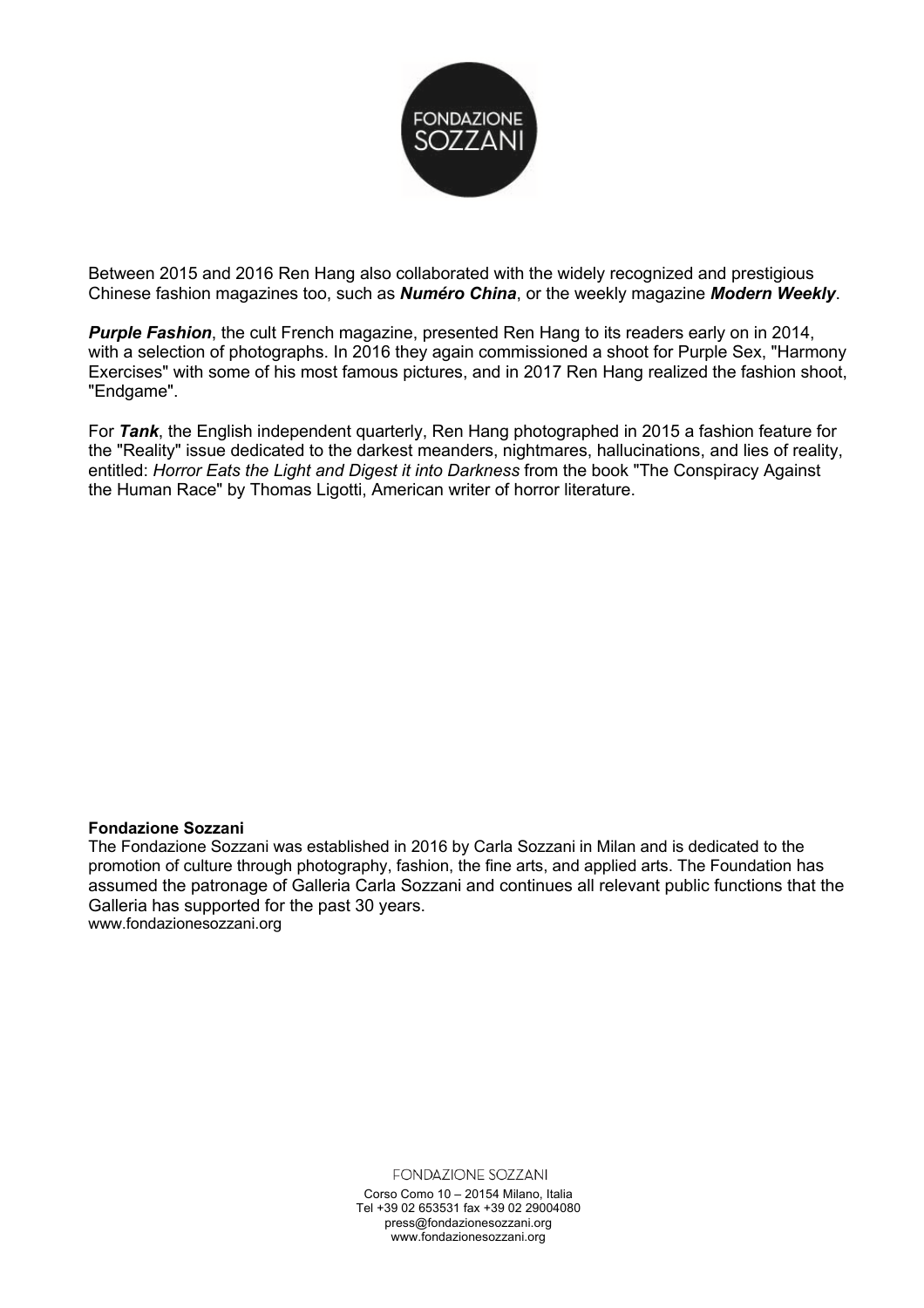Between 2015 and 2016 Ren Hang also collaborated with the widely recognized and prestigious Chinese fashion magazines too, such as ***Numéro China***, or the weekly magazine ***Modern Weekly***.

***Purple Fashion***, the cult French magazine, presented Ren Hang to its readers early on in 2014, with a selection of photographs. In 2016 they again commissioned a shoot for Purple Sex, "Harmony Exercises" with some of his most famous pictures, and in 2017 Ren Hang realized the fashion shoot, "Endgame".

For ***Tank***, the English independent quarterly, Ren Hang photographed in 2015 a fashion feature for the "Reality" issue dedicated to the darkest meanders, nightmares, hallucinations, and lies of reality, entitled: *Horror Eats the Light and Digest it into Darkness* from the book "The Conspiracy Against the Human Race" by Thomas Ligotti, American writer of horror literature.

**Fondazione Sozzani**
The Fondazione Sozzani was established in 2016 by Carla Sozzani in Milan and is dedicated to the promotion of culture through photography, fashion, the fine arts, and applied arts. The Foundation has assumed the patronage of Galleria Carla Sozzani and continues all relevant public functions that the Galleria has supported for the past 30 years.
www.fondazionesozzani.org

FONDAZIONE SOZZANI
Corso Como 10 – 20154 Milano, Italia
Tel +39 02 653531 fax +39 02 29004080
press@fondazionesozzani.org
www.fondazionesozzani.org